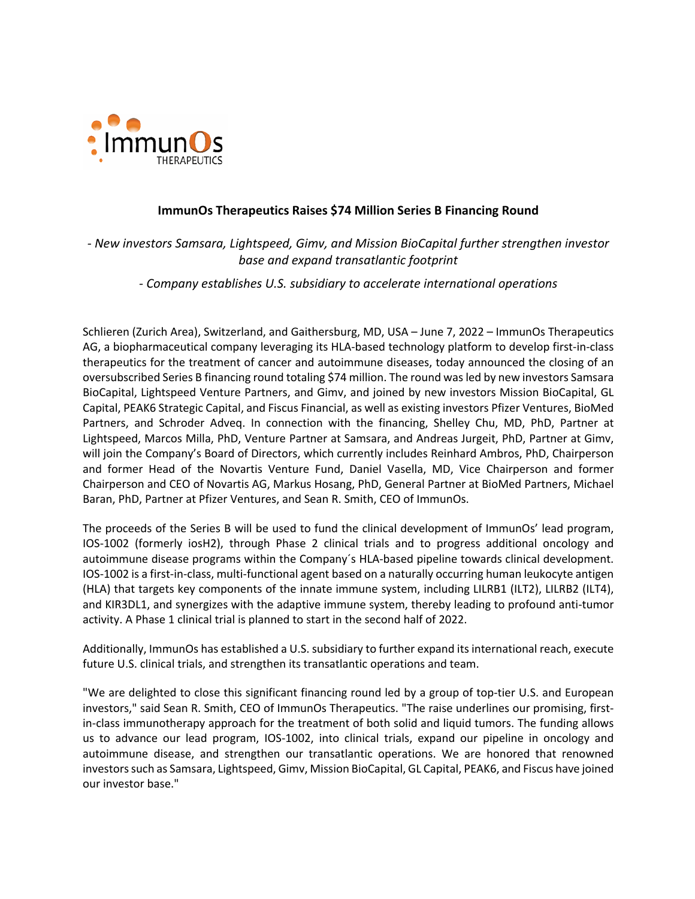# ImmunOs Therapeutics Raises $74 Million Series B Financing Round

*- New investors Samsara, Lightspeed, Gimv, and Mission BioCapital further strengthen investor base and expand transatlantic footprint*

*- Company establishes U.S. subsidiary to accelerate international operations*

Schlieren (Zurich Area), Switzerland, and Gaithersburg, MD, USA – June 7, 2022 – ImmunOs Therapeutics AG, a biopharmaceutical company leveraging its HLA-based technology platform to develop first-in-class therapeutics for the treatment of cancer and autoimmune diseases, today announced the closing of an oversubscribed Series B financing round totaling $74 million. The round was led by new investors Samsara BioCapital, Lightspeed Venture Partners, and Gimv, and joined by new investors Mission BioCapital, GL Capital, PEAK6 Strategic Capital, and Fiscus Financial, as well as existing investors Pfizer Ventures, BioMed Partners, and Schroder Adveq. In connection with the financing, Shelley Chu, MD, PhD, Partner at Lightspeed, Marcos Milla, PhD, Venture Partner at Samsara, and Andreas Jurgeit, PhD, Partner at Gimv, will join the Company's Board of Directors, which currently includes Reinhard Ambros, PhD, Chairperson and former Head of the Novartis Venture Fund, Daniel Vasella, MD, Vice Chairperson and former Chairperson and CEO of Novartis AG, Markus Hosang, PhD, General Partner at BioMed Partners, Michael Baran, PhD, Partner at Pfizer Ventures, and Sean R. Smith, CEO of ImmunOs.

The proceeds of the Series B will be used to fund the clinical development of ImmunOs' lead program, IOS-1002 (formerly iosH2), through Phase 2 clinical trials and to progress additional oncology and autoimmune disease programs within the Company´s HLA-based pipeline towards clinical development. IOS-1002 is a first-in-class, multi-functional agent based on a naturally occurring human leukocyte antigen (HLA) that targets key components of the innate immune system, including LILRB1 (ILT2), LILRB2 (ILT4), and KIR3DL1, and synergizes with the adaptive immune system, thereby leading to profound anti-tumor activity. A Phase 1 clinical trial is planned to start in the second half of 2022.

Additionally, ImmunOs has established a U.S. subsidiary to further expand its international reach, execute future U.S. clinical trials, and strengthen its transatlantic operations and team.

"We are delighted to close this significant financing round led by a group of top-tier U.S. and European investors," said Sean R. Smith, CEO of ImmunOs Therapeutics. "The raise underlines our promising, first-in-class immunotherapy approach for the treatment of both solid and liquid tumors. The funding allows us to advance our lead program, IOS-1002, into clinical trials, expand our pipeline in oncology and autoimmune disease, and strengthen our transatlantic operations. We are honored that renowned investors such as Samsara, Lightspeed, Gimv, Mission BioCapital, GL Capital, PEAK6, and Fiscus have joined our investor base."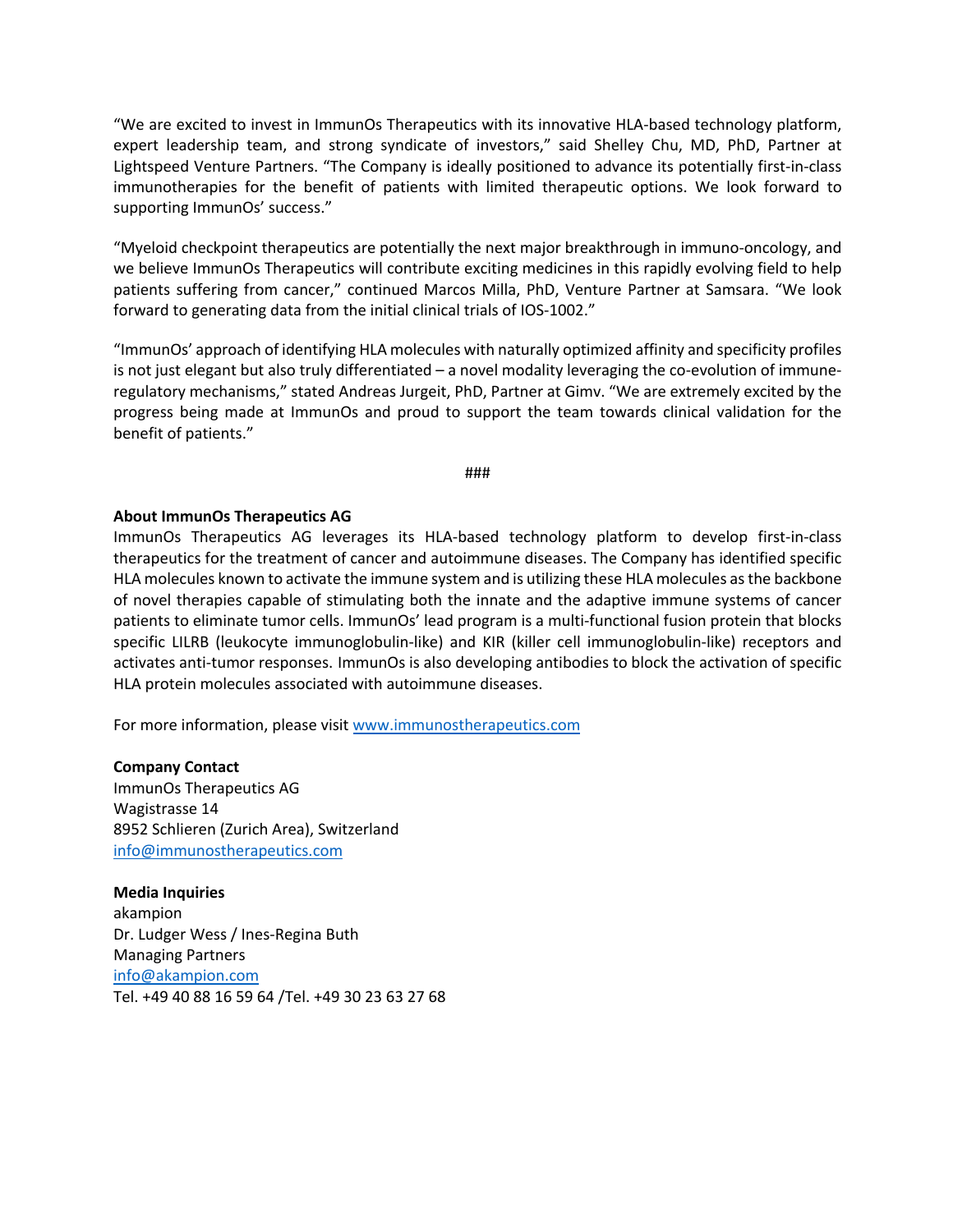"We are excited to invest in ImmunOs Therapeutics with its innovative HLA-based technology platform, expert leadership team, and strong syndicate of investors," said Shelley Chu, MD, PhD, Partner at Lightspeed Venture Partners. "The Company is ideally positioned to advance its potentially first-in-class immunotherapies for the benefit of patients with limited therapeutic options. We look forward to supporting ImmunOs' success."

"Myeloid checkpoint therapeutics are potentially the next major breakthrough in immuno-oncology, and we believe ImmunOs Therapeutics will contribute exciting medicines in this rapidly evolving field to help patients suffering from cancer," continued Marcos Milla, PhD, Venture Partner at Samsara. "We look forward to generating data from the initial clinical trials of IOS-1002."

"ImmunOs' approach of identifying HLA molecules with naturally optimized affinity and specificity profiles is not just elegant but also truly differentiated – a novel modality leveraging the co-evolution of immune-regulatory mechanisms," stated Andreas Jurgeit, PhD, Partner at Gimv. "We are extremely excited by the progress being made at ImmunOs and proud to support the team towards clinical validation for the benefit of patients."

###

**About ImmunOs Therapeutics AG**
ImmunOs Therapeutics AG leverages its HLA-based technology platform to develop first-in-class therapeutics for the treatment of cancer and autoimmune diseases. The Company has identified specific HLA molecules known to activate the immune system and is utilizing these HLA molecules as the backbone of novel therapies capable of stimulating both the innate and the adaptive immune systems of cancer patients to eliminate tumor cells. ImmunOs' lead program is a multi-functional fusion protein that blocks specific LILRB (leukocyte immunoglobulin-like) and KIR (killer cell immunoglobulin-like) receptors and activates anti-tumor responses. ImmunOs is also developing antibodies to block the activation of specific HLA protein molecules associated with autoimmune diseases.

For more information, please visit [www.immunostherapeutics.com](www.immunostherapeutics.com)

**Company Contact**
ImmunOs Therapeutics AG
Wagistrasse 14
8952 Schlieren (Zurich Area), Switzerland
info@immunostherapeutics.com

**Media Inquiries**
akampion
Dr. Ludger Wess / Ines-Regina Buth
Managing Partners
info@akampion.com
Tel. +49 40 88 16 59 64 /Tel. +49 30 23 63 27 68